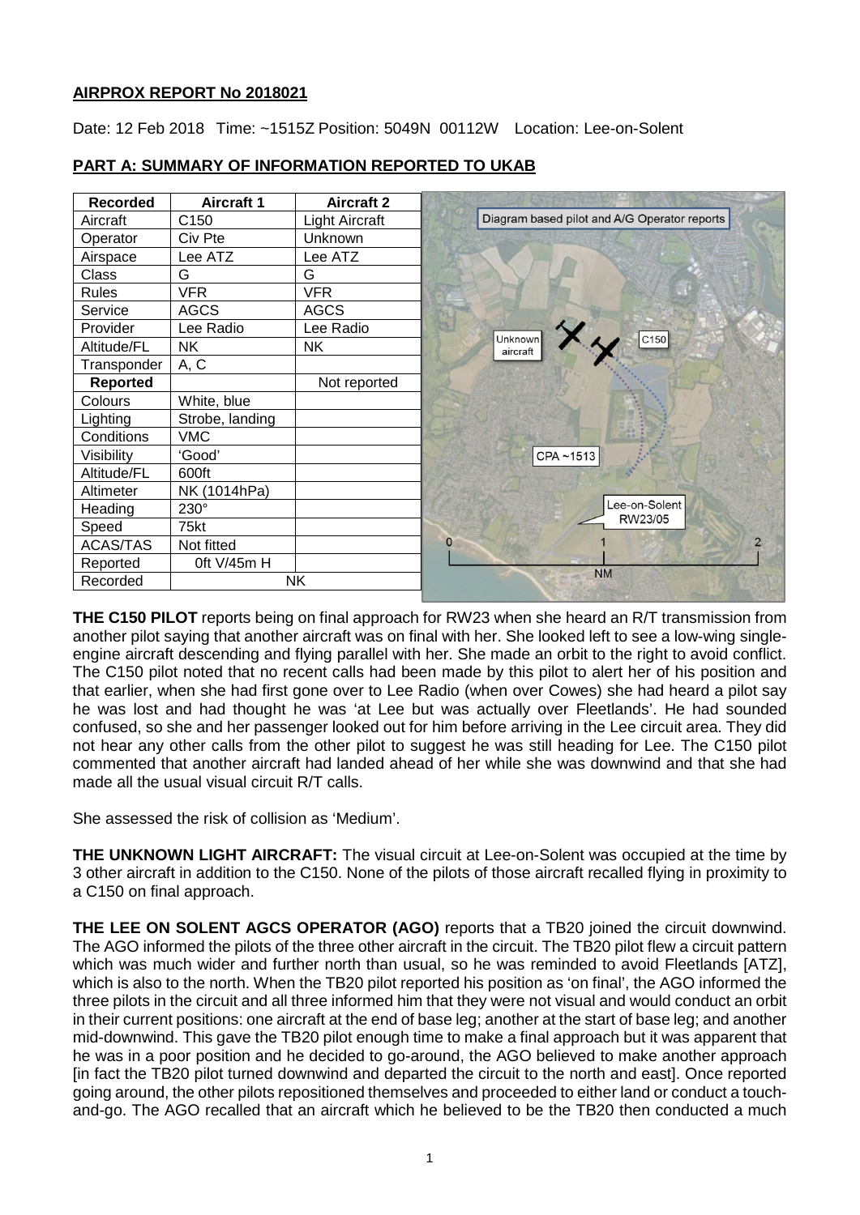**AIRPROX REPORT No 2018021**

Date: 12 Feb 2018 Time: ~1515Z Position: 5049N 00112W Location: Lee-on-Solent

## PART A: SUMMARY OF INFORMATION REPORTED TO UKAB

| Recorded | Aircraft 1 | Aircraft 2 |
|---|---|---|
| Aircraft | C150 | Light Aircraft |
| Operator | Civ Pte | Unknown |
| Airspace | Lee ATZ | Lee ATZ |
| Class | G | G |
| Rules | VFR | VFR |
| Service | AGCS | AGCS |
| Provider | Lee Radio | Lee Radio |
| Altitude/FL | NK | NK |
| Transponder | A, C | |
| **Reported** | | Not reported |
| Colours | White, blue | |
| Lighting | Strobe, landing | |
| Conditions | VMC | |
| Visibility | 'Good' | |
| Altitude/FL | 600ft | |
| Altimeter | NK (1014hPa) | |
| Heading | 230° | |
| Speed | 75kt | |
| ACAS/TAS | Not fitted | |
| Reported | 0ft V/45m H | |
| Recorded | NK | |

Diagram based pilot and A/G Operator reports

Unknown aircraft — C150 — CPA ~1513 — Lee-on-Solent RW23/05 — 0 1 2 NM

**THE C150 PILOT** reports being on final approach for RW23 when she heard an R/T transmission from another pilot saying that another aircraft was on final with her. She looked left to see a low-wing single-engine aircraft descending and flying parallel with her. She made an orbit to the right to avoid conflict. The C150 pilot noted that no recent calls had been made by this pilot to alert her of his position and that earlier, when she had first gone over to Lee Radio (when over Cowes) she had heard a pilot say he was lost and had thought he was 'at Lee but was actually over Fleetlands'. He had sounded confused, so she and her passenger looked out for him before arriving in the Lee circuit area. They did not hear any other calls from the other pilot to suggest he was still heading for Lee. The C150 pilot commented that another aircraft had landed ahead of her while she was downwind and that she had made all the usual visual circuit R/T calls.

She assessed the risk of collision as 'Medium'.

**THE UNKNOWN LIGHT AIRCRAFT:** The visual circuit at Lee-on-Solent was occupied at the time by 3 other aircraft in addition to the C150. None of the pilots of those aircraft recalled flying in proximity to a C150 on final approach.

**THE LEE ON SOLENT AGCS OPERATOR (AGO)** reports that a TB20 joined the circuit downwind. The AGO informed the pilots of the three other aircraft in the circuit. The TB20 pilot flew a circuit pattern which was much wider and further north than usual, so he was reminded to avoid Fleetlands [ATZ], which is also to the north. When the TB20 pilot reported his position as 'on final', the AGO informed the three pilots in the circuit and all three informed him that they were not visual and would conduct an orbit in their current positions: one aircraft at the end of base leg; another at the start of base leg; and another mid-downwind. This gave the TB20 pilot enough time to make a final approach but it was apparent that he was in a poor position and he decided to go-around, the AGO believed to make another approach [in fact the TB20 pilot turned downwind and departed the circuit to the north and east]. Once reported going around, the other pilots repositioned themselves and proceeded to either land or conduct a touch-and-go. The AGO recalled that an aircraft which he believed to be the TB20 then conducted a much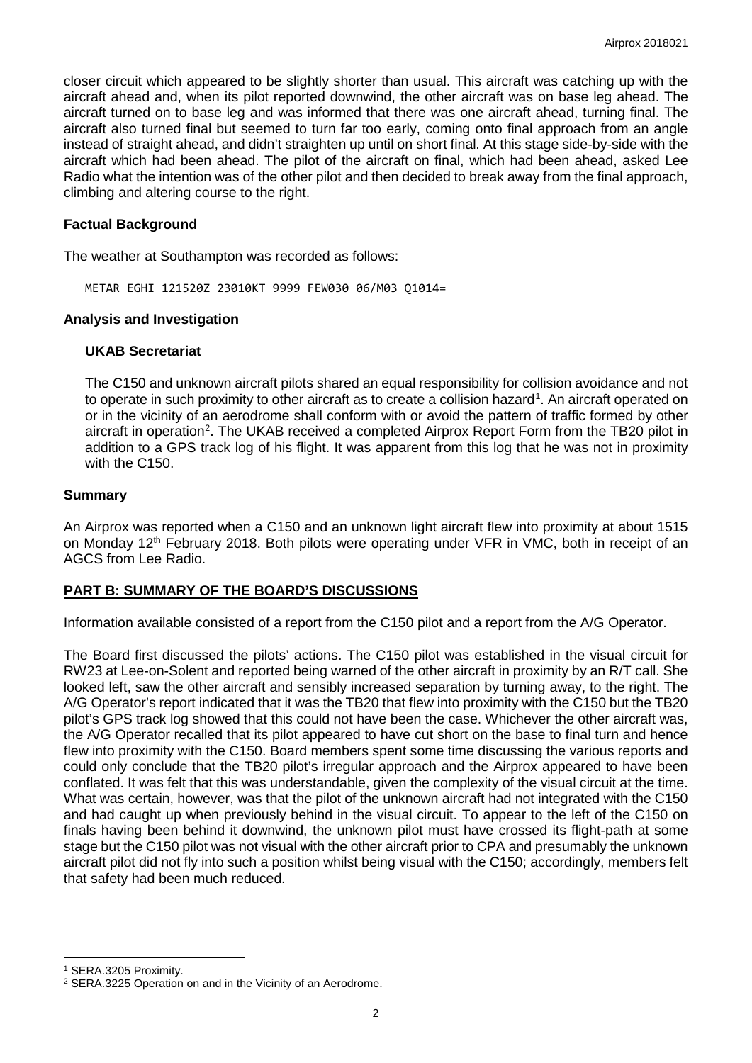closer circuit which appeared to be slightly shorter than usual. This aircraft was catching up with the aircraft ahead and, when its pilot reported downwind, the other aircraft was on base leg ahead. The aircraft turned on to base leg and was informed that there was one aircraft ahead, turning final. The aircraft also turned final but seemed to turn far too early, coming onto final approach from an angle instead of straight ahead, and didn't straighten up until on short final. At this stage side-by-side with the aircraft which had been ahead. The pilot of the aircraft on final, which had been ahead, asked Lee Radio what the intention was of the other pilot and then decided to break away from the final approach, climbing and altering course to the right.

### Factual Background

The weather at Southampton was recorded as follows:

```
METAR EGHI 121520Z 23010KT 9999 FEW030 06/M03 Q1014=
```

### Analysis and Investigation

#### UKAB Secretariat

The C150 and unknown aircraft pilots shared an equal responsibility for collision avoidance and not to operate in such proximity to other aircraft as to create a collision hazard[1]. An aircraft operated on or in the vicinity of an aerodrome shall conform with or avoid the pattern of traffic formed by other aircraft in operation[2]. The UKAB received a completed Airprox Report Form from the TB20 pilot in addition to a GPS track log of his flight. It was apparent from this log that he was not in proximity with the C150.

### Summary

An Airprox was reported when a C150 and an unknown light aircraft flew into proximity at about 1515 on Monday 12th February 2018. Both pilots were operating under VFR in VMC, both in receipt of an AGCS from Lee Radio.

## PART B: SUMMARY OF THE BOARD'S DISCUSSIONS

Information available consisted of a report from the C150 pilot and a report from the A/G Operator.

The Board first discussed the pilots' actions. The C150 pilot was established in the visual circuit for RW23 at Lee-on-Solent and reported being warned of the other aircraft in proximity by an R/T call. She looked left, saw the other aircraft and sensibly increased separation by turning away, to the right. The A/G Operator's report indicated that it was the TB20 that flew into proximity with the C150 but the TB20 pilot's GPS track log showed that this could not have been the case. Whichever the other aircraft was, the A/G Operator recalled that its pilot appeared to have cut short on the base to final turn and hence flew into proximity with the C150. Board members spent some time discussing the various reports and could only conclude that the TB20 pilot's irregular approach and the Airprox appeared to have been conflated. It was felt that this was understandable, given the complexity of the visual circuit at the time. What was certain, however, was that the pilot of the unknown aircraft had not integrated with the C150 and had caught up when previously behind in the visual circuit. To appear to the left of the C150 on finals having been behind it downwind, the unknown pilot must have crossed its flight-path at some stage but the C150 pilot was not visual with the other aircraft prior to CPA and presumably the unknown aircraft pilot did not fly into such a position whilst being visual with the C150; accordingly, members felt that safety had been much reduced.

---

[1] SERA.3205 Proximity.

[2] SERA.3225 Operation on and in the Vicinity of an Aerodrome.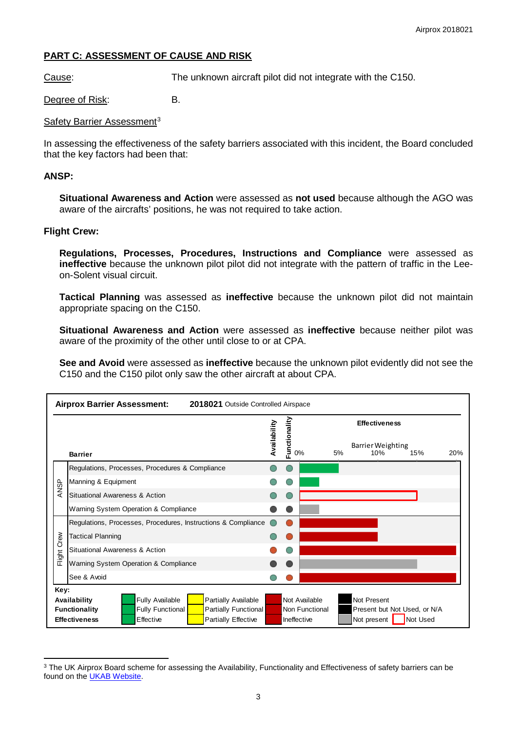## PART C: ASSESSMENT OF CAUSE AND RISK

Cause: The unknown aircraft pilot did not integrate with the C150.

Degree of Risk: B.

Safety Barrier Assessment[3]

In assessing the effectiveness of the safety barriers associated with this incident, the Board concluded that the key factors had been that:

**ANSP:**

**Situational Awareness and Action** were assessed as **not used** because although the AGO was aware of the aircrafts' positions, he was not required to take action.

**Flight Crew:**

**Regulations, Processes, Procedures, Instructions and Compliance** were assessed as **ineffective** because the unknown pilot pilot did not integrate with the pattern of traffic in the Lee-on-Solent visual circuit.

**Tactical Planning** was assessed as **ineffective** because the unknown pilot did not maintain appropriate spacing on the C150.

**Situational Awareness and Action** were assessed as **ineffective** because neither pilot was aware of the proximity of the other until close to or at CPA.

**See and Avoid** were assessed as **ineffective** because the unknown pilot evidently did not see the C150 and the C150 pilot only saw the other aircraft at about CPA.

**Airprox Barrier Assessment:** **2018021** Outside Controlled Airspace

Barrier
Availability
Functionality
Effectiveness
Barrier Weighting
0%
5%
10%
15%
20%

ANSP
Regulations, Processes, Procedures & Compliance
Manning & Equipment
Situational Awareness & Action
Warning System Operation & Compliance

Flight Crew
Regulations, Processes, Procedures, Instructions & Compliance
Tactical Planning
Situational Awareness & Action
Warning System Operation & Compliance
See & Avoid

Key:
Availability: Fully Available, Partially Available, Not Available, Not Present
Functionality: Fully Functional, Partially Functional, Non Functional, Present but Not Used, or N/A
Effectiveness: Effective, Partially Effective, Ineffective, Not present, Not Used

---

[3] The UK Airprox Board scheme for assessing the Availability, Functionality and Effectiveness of safety barriers can be found on the UKAB Website.